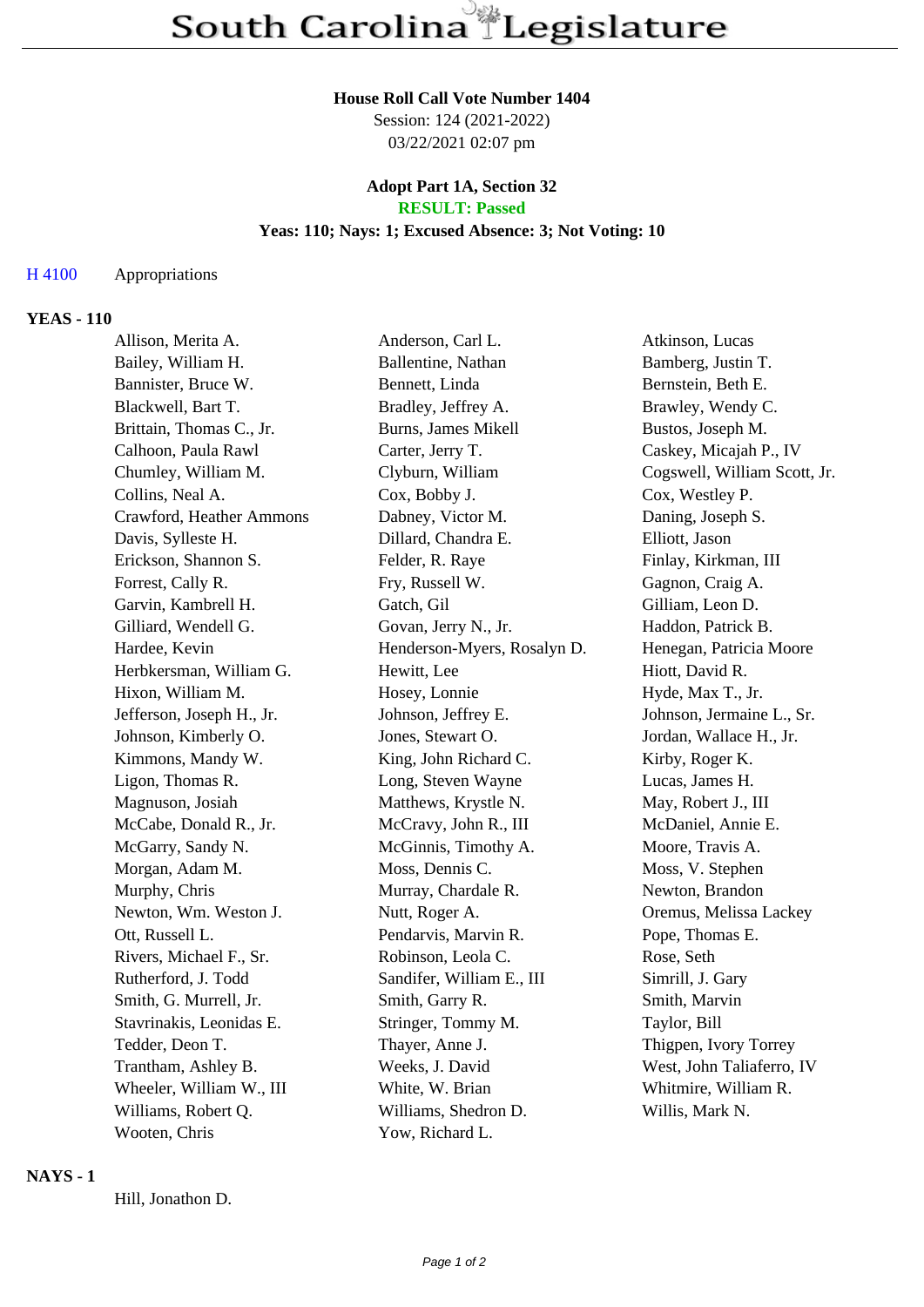# South Carolina Legislature

**House Roll Call Vote Number 1404**
Session: 124 (2021-2022)
03/22/2021 02:07 pm

**Adopt Part 1A, Section 32**
**RESULT: Passed**
**Yeas: 110; Nays: 1; Excused Absence: 3; Not Voting: 10**

H 4100 Appropriations

**YEAS - 110**

| | | |
|---|---|---|
| Allison, Merita A. | Anderson, Carl L. | Atkinson, Lucas |
| Bailey, William H. | Ballentine, Nathan | Bamberg, Justin T. |
| Bannister, Bruce W. | Bennett, Linda | Bernstein, Beth E. |
| Blackwell, Bart T. | Bradley, Jeffrey A. | Brawley, Wendy C. |
| Brittain, Thomas C., Jr. | Burns, James Mikell | Bustos, Joseph M. |
| Calhoon, Paula Rawl | Carter, Jerry T. | Caskey, Micajah P., IV |
| Chumley, William M. | Clyburn, William | Cogswell, William Scott, Jr. |
| Collins, Neal A. | Cox, Bobby J. | Cox, Westley P. |
| Crawford, Heather Ammons | Dabney, Victor M. | Daning, Joseph S. |
| Davis, Sylleste H. | Dillard, Chandra E. | Elliott, Jason |
| Erickson, Shannon S. | Felder, R. Raye | Finlay, Kirkman, III |
| Forrest, Cally R. | Fry, Russell W. | Gagnon, Craig A. |
| Garvin, Kambrell H. | Gatch, Gil | Gilliam, Leon D. |
| Gilliard, Wendell G. | Govan, Jerry N., Jr. | Haddon, Patrick B. |
| Hardee, Kevin | Henderson-Myers, Rosalyn D. | Henegan, Patricia Moore |
| Herbkersman, William G. | Hewitt, Lee | Hiott, David R. |
| Hixon, William M. | Hosey, Lonnie | Hyde, Max T., Jr. |
| Jefferson, Joseph H., Jr. | Johnson, Jeffrey E. | Johnson, Jermaine L., Sr. |
| Johnson, Kimberly O. | Jones, Stewart O. | Jordan, Wallace H., Jr. |
| Kimmons, Mandy W. | King, John Richard C. | Kirby, Roger K. |
| Ligon, Thomas R. | Long, Steven Wayne | Lucas, James H. |
| Magnuson, Josiah | Matthews, Krystle N. | May, Robert J., III |
| McCabe, Donald R., Jr. | McCravy, John R., III | McDaniel, Annie E. |
| McGarry, Sandy N. | McGinnis, Timothy A. | Moore, Travis A. |
| Morgan, Adam M. | Moss, Dennis C. | Moss, V. Stephen |
| Murphy, Chris | Murray, Chardale R. | Newton, Brandon |
| Newton, Wm. Weston J. | Nutt, Roger A. | Oremus, Melissa Lackey |
| Ott, Russell L. | Pendarvis, Marvin R. | Pope, Thomas E. |
| Rivers, Michael F., Sr. | Robinson, Leola C. | Rose, Seth |
| Rutherford, J. Todd | Sandifer, William E., III | Simrill, J. Gary |
| Smith, G. Murrell, Jr. | Smith, Garry R. | Smith, Marvin |
| Stavrinakis, Leonidas E. | Stringer, Tommy M. | Taylor, Bill |
| Tedder, Deon T. | Thayer, Anne J. | Thigpen, Ivory Torrey |
| Trantham, Ashley B. | Weeks, J. David | West, John Taliaferro, IV |
| Wheeler, William W., III | White, W. Brian | Whitmire, William R. |
| Williams, Robert Q. | Williams, Shedron D. | Willis, Mark N. |
| Wooten, Chris | Yow, Richard L. | |

**NAYS - 1**

Hill, Jonathon D.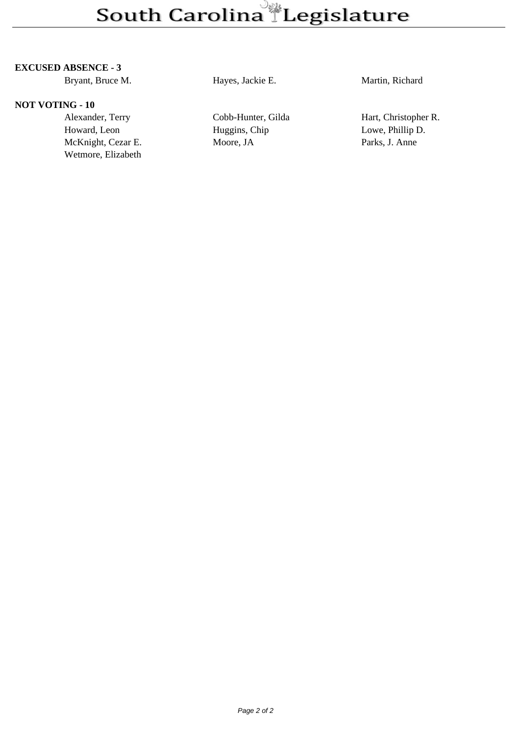**EXCUSED ABSENCE - 3**

| | | |
|---|---|---|
| Bryant, Bruce M. | Hayes, Jackie E. | Martin, Richard |

**NOT VOTING - 10**

| | | |
|---|---|---|
| Alexander, Terry | Cobb-Hunter, Gilda | Hart, Christopher R. |
| Howard, Leon | Huggins, Chip | Lowe, Phillip D. |
| McKnight, Cezar E. | Moore, JA | Parks, J. Anne |
| Wetmore, Elizabeth | | |